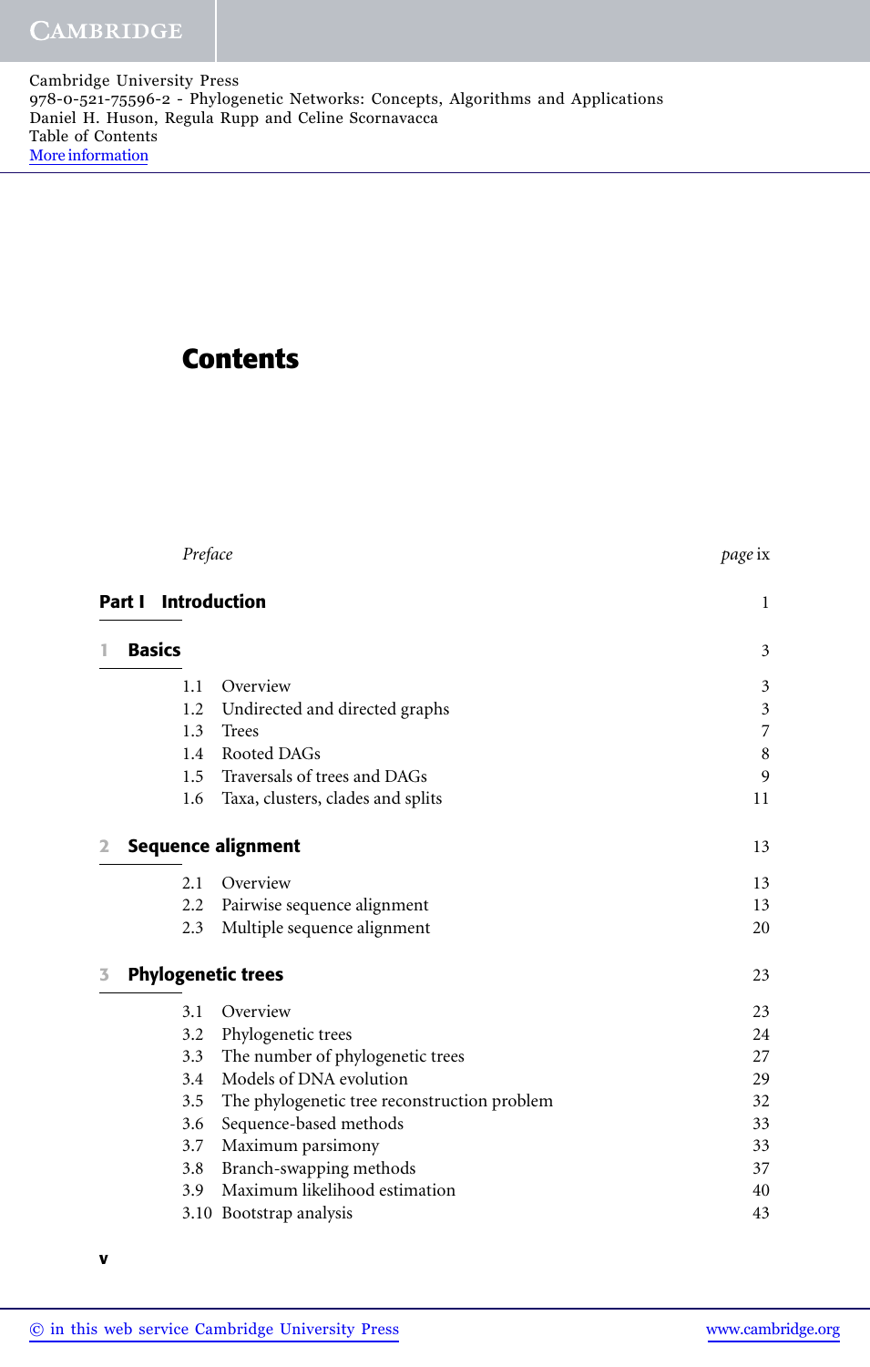# Contents

| | |
|---|---|
| *Preface* | *page* ix |
| **Part I Introduction** | 1 |
| **1 Basics** | 3 |
| 1.1 Overview | 3 |
| 1.2 Undirected and directed graphs | 3 |
| 1.3 Trees | 7 |
| 1.4 Rooted DAGs | 8 |
| 1.5 Traversals of trees and DAGs | 9 |
| 1.6 Taxa, clusters, clades and splits | 11 |
| **2 Sequence alignment** | 13 |
| 2.1 Overview | 13 |
| 2.2 Pairwise sequence alignment | 13 |
| 2.3 Multiple sequence alignment | 20 |
| **3 Phylogenetic trees** | 23 |
| 3.1 Overview | 23 |
| 3.2 Phylogenetic trees | 24 |
| 3.3 The number of phylogenetic trees | 27 |
| 3.4 Models of DNA evolution | 29 |
| 3.5 The phylogenetic tree reconstruction problem | 32 |
| 3.6 Sequence-based methods | 33 |
| 3.7 Maximum parsimony | 33 |
| 3.8 Branch-swapping methods | 37 |
| 3.9 Maximum likelihood estimation | 40 |
| 3.10 Bootstrap analysis | 43 |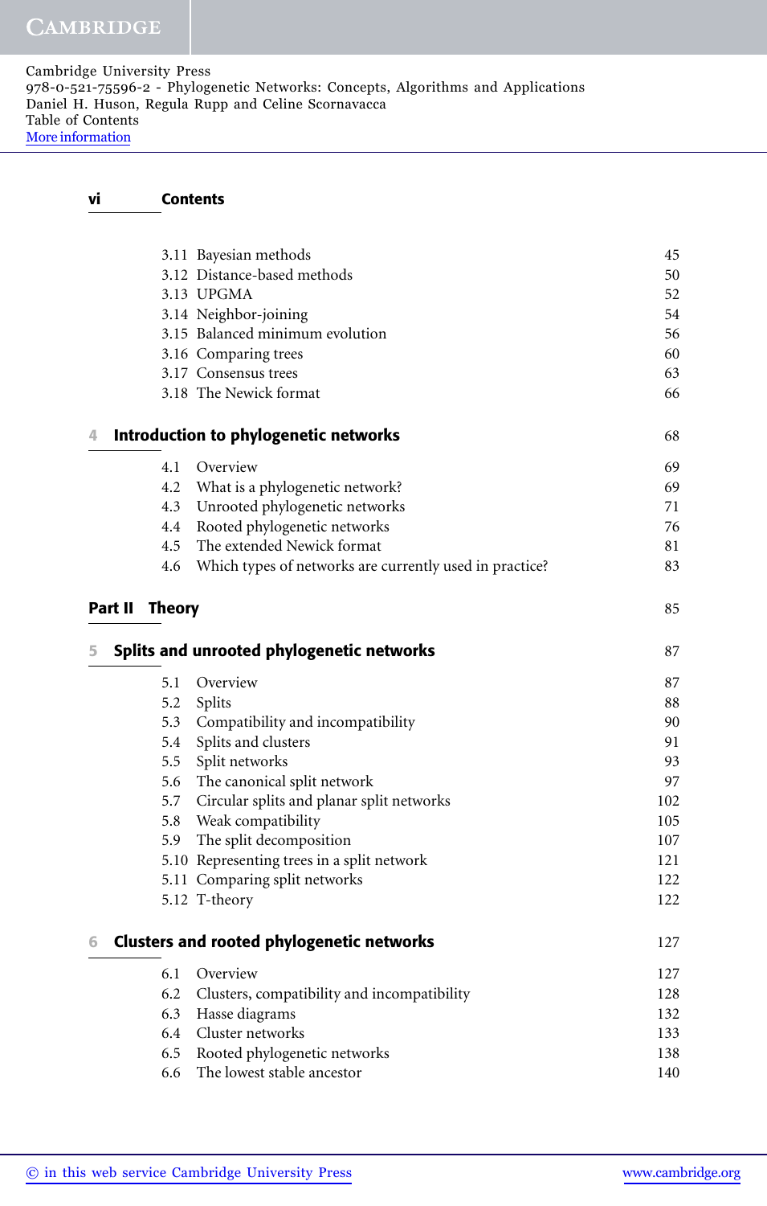| | | |
|---|---|---|
| 3.11 | Bayesian methods | 45 |
| 3.12 | Distance-based methods | 50 |
| 3.13 | UPGMA | 52 |
| 3.14 | Neighbor-joining | 54 |
| 3.15 | Balanced minimum evolution | 56 |
| 3.16 | Comparing trees | 60 |
| 3.17 | Consensus trees | 63 |
| 3.18 | The Newick format | 66 |

## 4 Introduction to phylogenetic networks — 68

| | | |
|---|---|---|
| 4.1 | Overview | 69 |
| 4.2 | What is a phylogenetic network? | 69 |
| 4.3 | Unrooted phylogenetic networks | 71 |
| 4.4 | Rooted phylogenetic networks | 76 |
| 4.5 | The extended Newick format | 81 |
| 4.6 | Which types of networks are currently used in practice? | 83 |

# Part II Theory — 85

## 5 Splits and unrooted phylogenetic networks — 87

| | | |
|---|---|---|
| 5.1 | Overview | 87 |
| 5.2 | Splits | 88 |
| 5.3 | Compatibility and incompatibility | 90 |
| 5.4 | Splits and clusters | 91 |
| 5.5 | Split networks | 93 |
| 5.6 | The canonical split network | 97 |
| 5.7 | Circular splits and planar split networks | 102 |
| 5.8 | Weak compatibility | 105 |
| 5.9 | The split decomposition | 107 |
| 5.10 | Representing trees in a split network | 121 |
| 5.11 | Comparing split networks | 122 |
| 5.12 | T-theory | 122 |

## 6 Clusters and rooted phylogenetic networks — 127

| | | |
|---|---|---|
| 6.1 | Overview | 127 |
| 6.2 | Clusters, compatibility and incompatibility | 128 |
| 6.3 | Hasse diagrams | 132 |
| 6.4 | Cluster networks | 133 |
| 6.5 | Rooted phylogenetic networks | 138 |
| 6.6 | The lowest stable ancestor | 140 |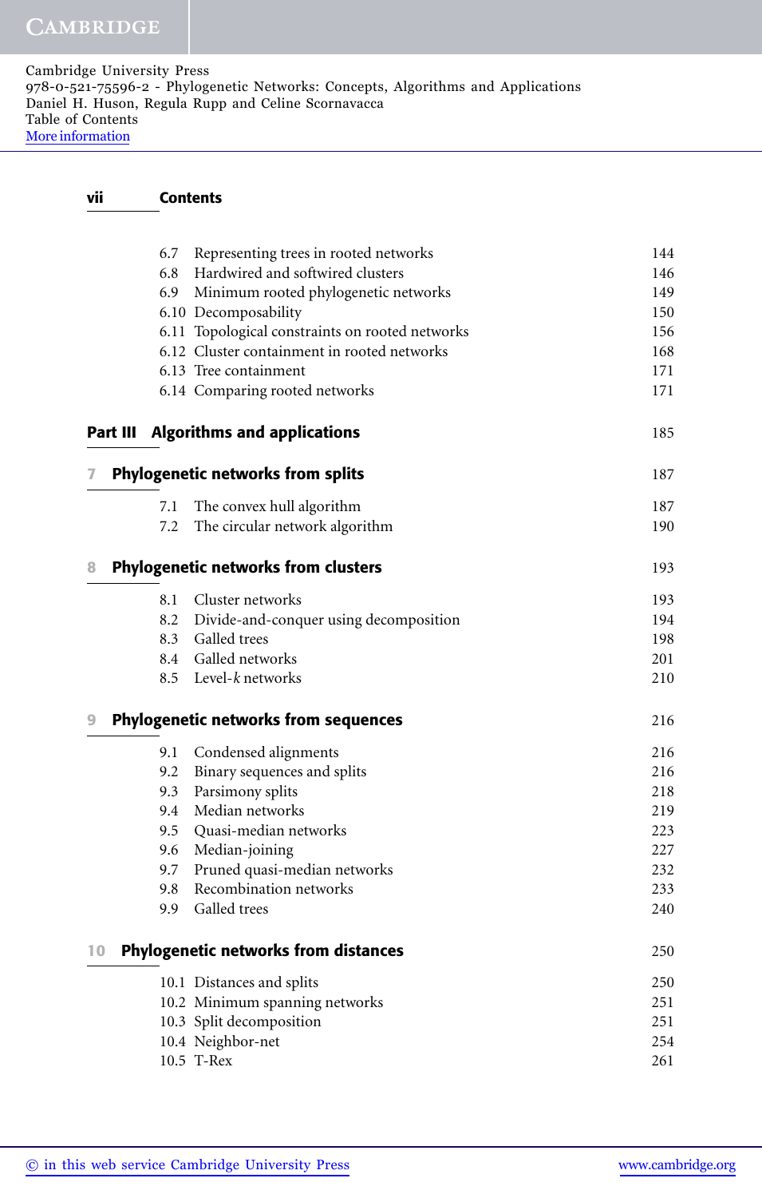## Contents

6.7 Representing trees in rooted networks 144
6.8 Hardwired and softwired clusters 146
6.9 Minimum rooted phylogenetic networks 149
6.10 Decomposability 150
6.11 Topological constraints on rooted networks 156
6.12 Cluster containment in rooted networks 168
6.13 Tree containment 171
6.14 Comparing rooted networks 171

# Part III Algorithms and applications 185

## 7 Phylogenetic networks from splits 187

7.1 The convex hull algorithm 187
7.2 The circular network algorithm 190

## 8 Phylogenetic networks from clusters 193

8.1 Cluster networks 193
8.2 Divide-and-conquer using decomposition 194
8.3 Galled trees 198
8.4 Galled networks 201
8.5 Level-*k* networks 210

## 9 Phylogenetic networks from sequences 216

9.1 Condensed alignments 216
9.2 Binary sequences and splits 216
9.3 Parsimony splits 218
9.4 Median networks 219
9.5 Quasi-median networks 223
9.6 Median-joining 227
9.7 Pruned quasi-median networks 232
9.8 Recombination networks 233
9.9 Galled trees 240

## 10 Phylogenetic networks from distances 250

10.1 Distances and splits 250
10.2 Minimum spanning networks 251
10.3 Split decomposition 251
10.4 Neighbor-net 254
10.5 T-Rex 261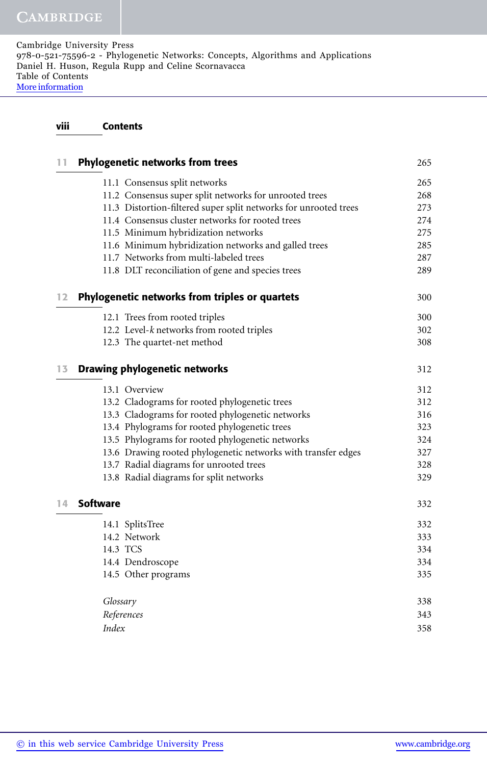Cambridge University Press
978-0-521-75596-2 - Phylogenetic Networks: Concepts, Algorithms and Applications
Daniel H. Huson, Regula Rupp and Celine Scornavacca
Table of Contents
More information

## Contents

| | | |
|---|---|---|
| **11** | **Phylogenetic networks from trees** | 265 |
| | 11.1 Consensus split networks | 265 |
| | 11.2 Consensus super split networks for unrooted trees | 268 |
| | 11.3 Distortion-filtered super split networks for unrooted trees | 273 |
| | 11.4 Consensus cluster networks for rooted trees | 274 |
| | 11.5 Minimum hybridization networks | 275 |
| | 11.6 Minimum hybridization networks and galled trees | 285 |
| | 11.7 Networks from multi-labeled trees | 287 |
| | 11.8 DLT reconciliation of gene and species trees | 289 |
| **12** | **Phylogenetic networks from triples or quartets** | 300 |
| | 12.1 Trees from rooted triples | 300 |
| | 12.2 Level-*k* networks from rooted triples | 302 |
| | 12.3 The quartet-net method | 308 |
| **13** | **Drawing phylogenetic networks** | 312 |
| | 13.1 Overview | 312 |
| | 13.2 Cladograms for rooted phylogenetic trees | 312 |
| | 13.3 Cladograms for rooted phylogenetic networks | 316 |
| | 13.4 Phylograms for rooted phylogenetic trees | 323 |
| | 13.5 Phylograms for rooted phylogenetic networks | 324 |
| | 13.6 Drawing rooted phylogenetic networks with transfer edges | 327 |
| | 13.7 Radial diagrams for unrooted trees | 328 |
| | 13.8 Radial diagrams for split networks | 329 |
| **14** | **Software** | 332 |
| | 14.1 SplitsTree | 332 |
| | 14.2 Network | 333 |
| | 14.3 TCS | 334 |
| | 14.4 Dendroscope | 334 |
| | 14.5 Other programs | 335 |
| | *Glossary* | 338 |
| | *References* | 343 |
| | *Index* | 358 |